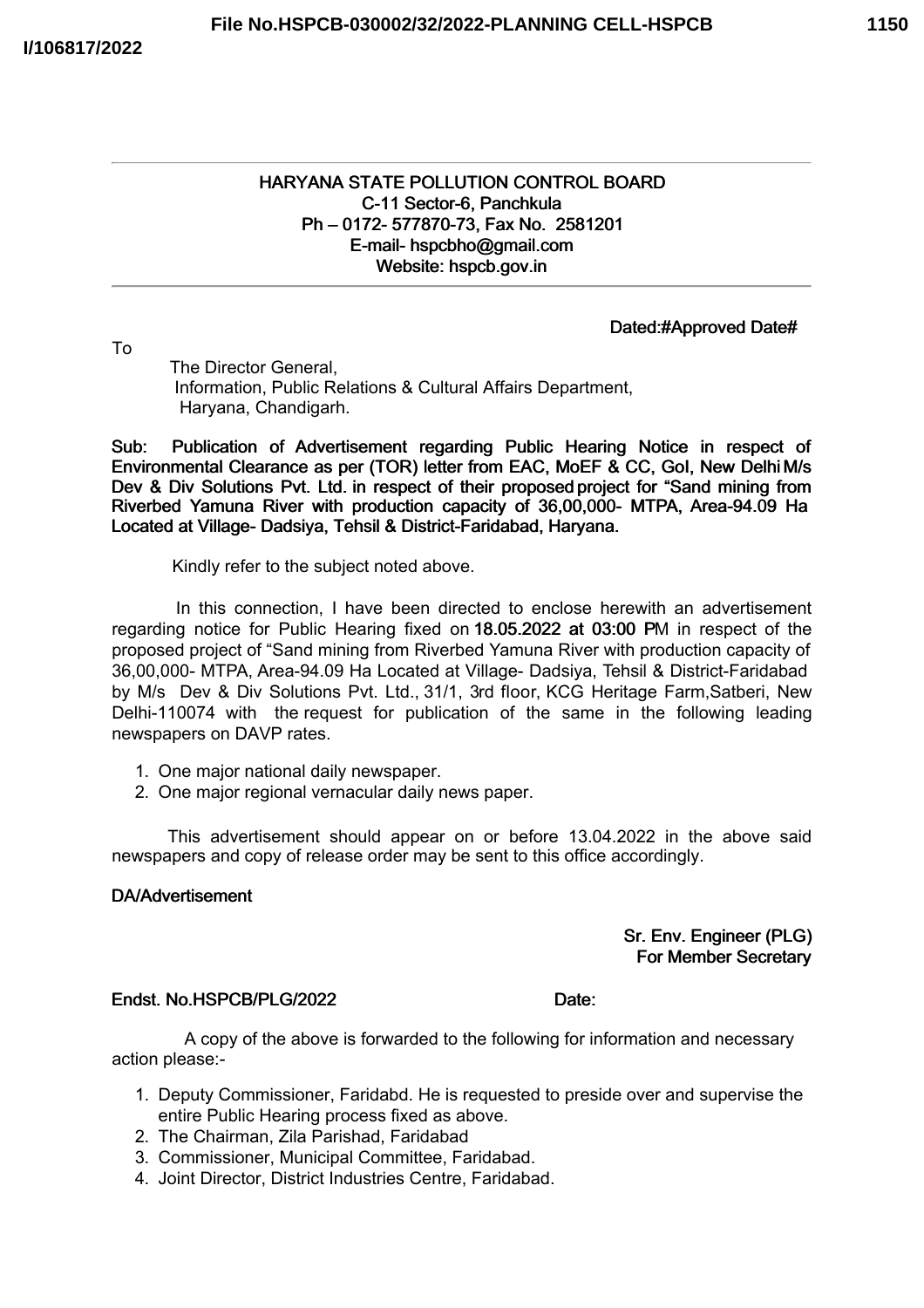**HARYANA STATE POLLUTION CONTROL BOARD**
**C-11 Sector-6, Panchkula**
**Ph – 0172- 577870-73, Fax No. 2581201**
**E-mail- hspcbho@gmail.com**
**Website: hspcb.gov.in**

**Dated:#Approved Date#**

To

The Director General,
Information, Public Relations & Cultural Affairs Department,
Haryana, Chandigarh.

**Sub: Publication of Advertisement regarding Public Hearing Notice in respect of Environmental Clearance as per (TOR) letter from EAC, MoEF & CC, GoI, New Delhi M/s Dev & Div Solutions Pvt. Ltd. in respect of their proposed project for "Sand mining from Riverbed Yamuna River with production capacity of 36,00,000- MTPA, Area-94.09 Ha Located at Village- Dadsiya, Tehsil & District-Faridabad, Haryana.**

Kindly refer to the subject noted above.

In this connection, I have been directed to enclose herewith an advertisement regarding notice for Public Hearing fixed on **18.05.2022 at 03:00 P**M in respect of the proposed project of "Sand mining from Riverbed Yamuna River with production capacity of 36,00,000- MTPA, Area-94.09 Ha Located at Village- Dadsiya, Tehsil & District-Faridabad by M/s Dev & Div Solutions Pvt. Ltd., 31/1, 3rd floor, KCG Heritage Farm,Satberi, New Delhi-110074 with the request for publication of the same in the following leading newspapers on DAVP rates.

1. One major national daily newspaper.
2. One major regional vernacular daily news paper.

This advertisement should appear on or before 13.04.2022 in the above said newspapers and copy of release order may be sent to this office accordingly.

**DA/Advertisement**

**Sr. Env. Engineer (PLG)**
**For Member Secretary**

**Endst. No.HSPCB/PLG/2022 Date:**

A copy of the above is forwarded to the following for information and necessary action please:-

1. Deputy Commissioner, Faridabd. He is requested to preside over and supervise the entire Public Hearing process fixed as above.
2. The Chairman, Zila Parishad, Faridabad
3. Commissioner, Municipal Committee, Faridabad.
4. Joint Director, District Industries Centre, Faridabad.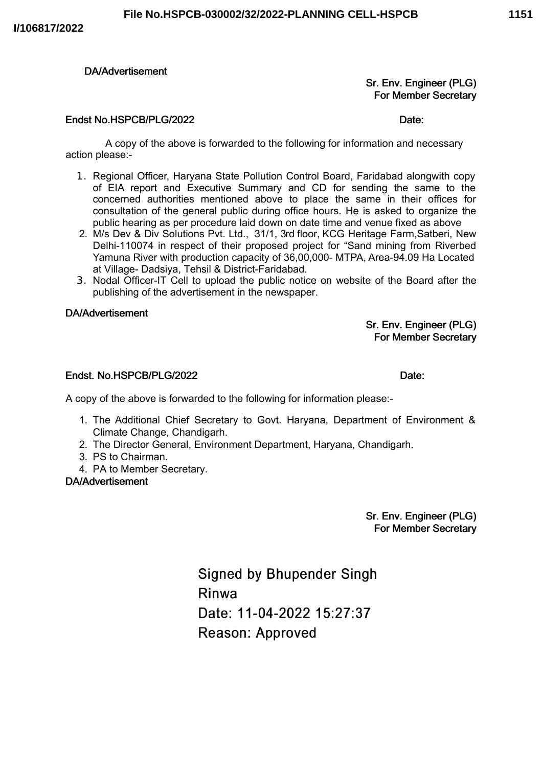DA/Advertisement

Sr. Env. Engineer (PLG)
For Member Secretary

Endst No.HSPCB/PLG/2022 Date:

A copy of the above is forwarded to the following for information and necessary action please:-

1. Regional Officer, Haryana State Pollution Control Board, Faridabad alongwith copy of EIA report and Executive Summary and CD for sending the same to the concerned authorities mentioned above to place the same in their offices for consultation of the general public during office hours. He is asked to organize the public hearing as per procedure laid down on date time and venue fixed as above
2. M/s Dev & Div Solutions Pvt. Ltd., 31/1, 3rd floor, KCG Heritage Farm,Satberi, New Delhi-110074 in respect of their proposed project for "Sand mining from Riverbed Yamuna River with production capacity of 36,00,000- MTPA, Area-94.09 Ha Located at Village- Dadsiya, Tehsil & District-Faridabad.
3. Nodal Officer-IT Cell to upload the public notice on website of the Board after the publishing of the advertisement in the newspaper.

DA/Advertisement

Sr. Env. Engineer (PLG)
For Member Secretary

Endst. No.HSPCB/PLG/2022 Date:

A copy of the above is forwarded to the following for information please:-

1. The Additional Chief Secretary to Govt. Haryana, Department of Environment & Climate Change, Chandigarh.
2. The Director General, Environment Department, Haryana, Chandigarh.
3. PS to Chairman.
4. PA to Member Secretary.

DA/Advertisement

Sr. Env. Engineer (PLG)
For Member Secretary

Signed by Bhupender Singh Rinwa
Date: 11-04-2022 15:27:37
Reason: Approved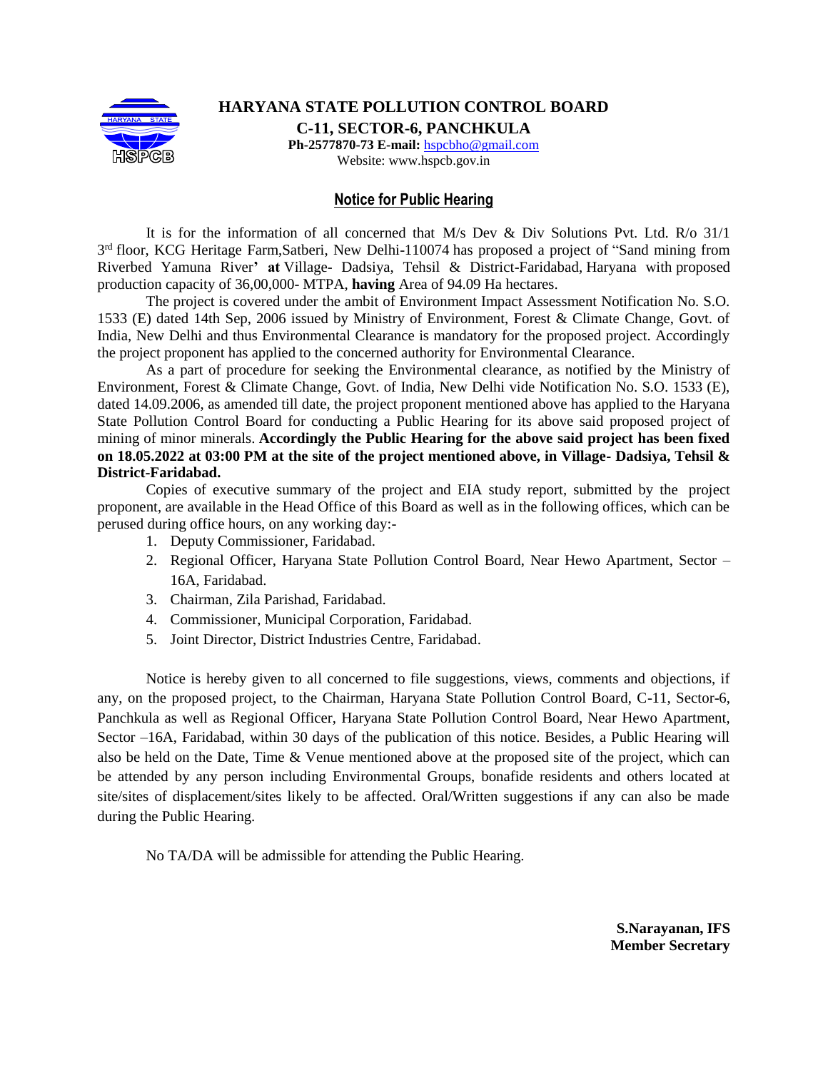**HARYANA STATE POLLUTION CONTROL BOARD**
**C-11, SECTOR-6, PANCHKULA**
**Ph-2577870-73 E-mail:** hspcbho@gmail.com
Website: www.hspcb.gov.in

## Notice for Public Hearing

It is for the information of all concerned that M/s Dev & Div Solutions Pvt. Ltd. R/o 31/1 3rd floor, KCG Heritage Farm,Satberi, New Delhi-110074 has proposed a project of "Sand mining from Riverbed Yamuna River**'** **at** Village- Dadsiya, Tehsil & District-Faridabad, Haryana with proposed production capacity of 36,00,000- MTPA, **having** Area of 94.09 Ha hectares.

The project is covered under the ambit of Environment Impact Assessment Notification No. S.O. 1533 (E) dated 14th Sep, 2006 issued by Ministry of Environment, Forest & Climate Change, Govt. of India, New Delhi and thus Environmental Clearance is mandatory for the proposed project. Accordingly the project proponent has applied to the concerned authority for Environmental Clearance.

As a part of procedure for seeking the Environmental clearance, as notified by the Ministry of Environment, Forest & Climate Change, Govt. of India, New Delhi vide Notification No. S.O. 1533 (E), dated 14.09.2006, as amended till date, the project proponent mentioned above has applied to the Haryana State Pollution Control Board for conducting a Public Hearing for its above said proposed project of mining of minor minerals. **Accordingly the Public Hearing for the above said project has been fixed on 18.05.2022 at 03:00 PM at the site of the project mentioned above, in Village- Dadsiya, Tehsil & District-Faridabad.**

Copies of executive summary of the project and EIA study report, submitted by the project proponent, are available in the Head Office of this Board as well as in the following offices, which can be perused during office hours, on any working day:-

1. Deputy Commissioner, Faridabad.
2. Regional Officer, Haryana State Pollution Control Board, Near Hewo Apartment, Sector – 16A, Faridabad.
3. Chairman, Zila Parishad, Faridabad.
4. Commissioner, Municipal Corporation, Faridabad.
5. Joint Director, District Industries Centre, Faridabad.

Notice is hereby given to all concerned to file suggestions, views, comments and objections, if any, on the proposed project, to the Chairman, Haryana State Pollution Control Board, C-11, Sector-6, Panchkula as well as Regional Officer, Haryana State Pollution Control Board, Near Hewo Apartment, Sector –16A, Faridabad, within 30 days of the publication of this notice. Besides, a Public Hearing will also be held on the Date, Time & Venue mentioned above at the proposed site of the project, which can be attended by any person including Environmental Groups, bonafide residents and others located at site/sites of displacement/sites likely to be affected. Oral/Written suggestions if any can also be made during the Public Hearing.

No TA/DA will be admissible for attending the Public Hearing.

**S.Narayanan, IFS**
**Member Secretary**